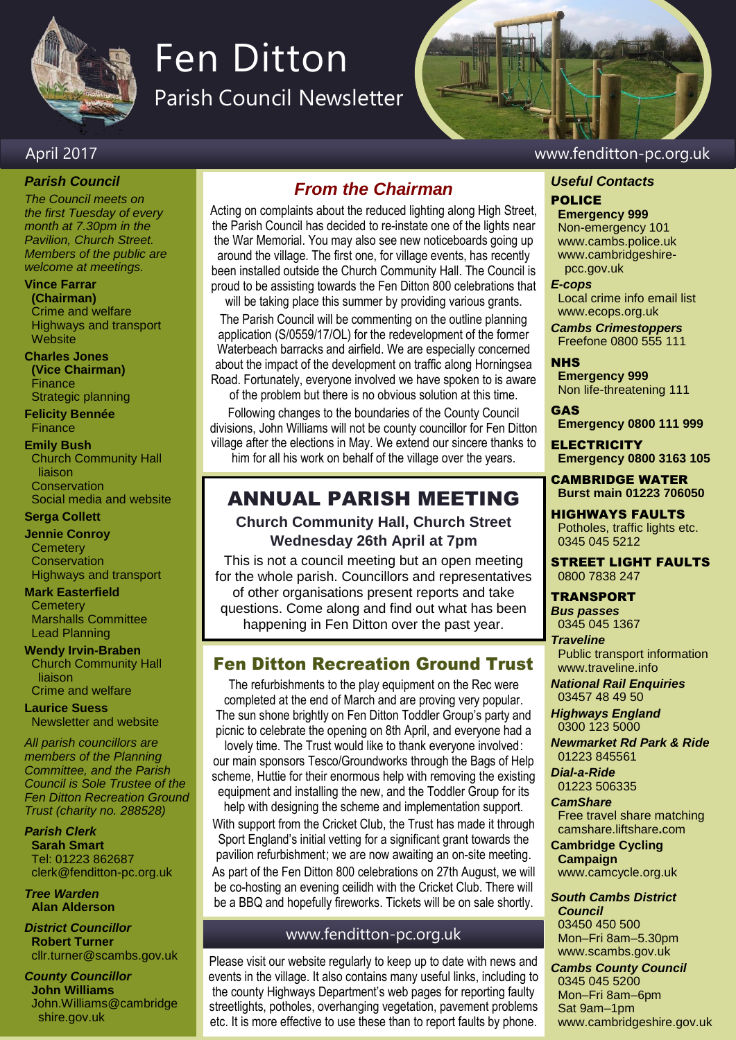# Fen Ditton

## Parish Council Newsletter

April 2017

www.fenditton-pc.org.uk

### *Parish Council*

*The Council meets on the first Tuesday of every month at 7.30pm in the Pavilion, Church Street. Members of the public are welcome at meetings.*

**Vince Farrar (Chairman)**
Crime and welfare
Highways and transport
Website

**Charles Jones (Vice Chairman)**
Finance
Strategic planning

**Felicity Bennée**
Finance

**Emily Bush**
Church Community Hall liaison
Conservation
Social media and website

**Serga Collett**

**Jennie Conroy**
Cemetery
Conservation
Highways and transport

**Mark Easterfield**
Cemetery
Marshalls Committee
Lead Planning

**Wendy Irvin-Braben**
Church Community Hall liaison
Crime and welfare

**Laurice Suess**
Newsletter and website

*All parish councillors are members of the Planning Committee, and the Parish Council is Sole Trustee of the Fen Ditton Recreation Ground Trust (charity no. 288528)*

***Parish Clerk***
**Sarah Smart**
Tel: 01223 862687
clerk@fenditton-pc.org.uk

***Tree Warden***
**Alan Alderson**

***District Councillor***
**Robert Turner**
cllr.turner@scambs.gov.uk

***County Councillor***
**John Williams**
John.Williams@cambridgeshire.gov.uk

## *From the Chairman*

Acting on complaints about the reduced lighting along High Street, the Parish Council has decided to re-instate one of the lights near the War Memorial. You may also see new noticeboards going up around the village. The first one, for village events, has recently been installed outside the Church Community Hall. The Council is proud to be assisting towards the Fen Ditton 800 celebrations that will be taking place this summer by providing various grants.

The Parish Council will be commenting on the outline planning application (S/0559/17/OL) for the redevelopment of the former Waterbeach barracks and airfield. We are especially concerned about the impact of the development on traffic along Horningsea Road. Fortunately, everyone involved we have spoken to is aware of the problem but there is no obvious solution at this time.

Following changes to the boundaries of the County Council divisions, John Williams will not be county councillor for Fen Ditton village after the elections in May. We extend our sincere thanks to him for all his work on behalf of the village over the years.

## ANNUAL PARISH MEETING

**Church Community Hall, Church Street**
**Wednesday 26th April at 7pm**

This is not a council meeting but an open meeting for the whole parish. Councillors and representatives of other organisations present reports and take questions. Come along and find out what has been happening in Fen Ditton over the past year.

## Fen Ditton Recreation Ground Trust

The refurbishments to the play equipment on the Rec were completed at the end of March and are proving very popular. The sun shone brightly on Fen Ditton Toddler Group's party and picnic to celebrate the opening on 8th April, and everyone had a lovely time. The Trust would like to thank everyone involved: our main sponsors Tesco/Groundworks through the Bags of Help scheme, Huttie for their enormous help with removing the existing equipment and installing the new, and the Toddler Group for its help with designing the scheme and implementation support.

With support from the Cricket Club, the Trust has made it through Sport England's initial vetting for a significant grant towards the pavilion refurbishment; we are now awaiting an on-site meeting.

As part of the Fen Ditton 800 celebrations on 27th August, we will be co-hosting an evening ceilidh with the Cricket Club. There will be a BBQ and hopefully fireworks. Tickets will be on sale shortly.

### www.fenditton-pc.org.uk

Please visit our website regularly to keep up to date with news and events in the village. It also contains many useful links, including to the county Highways Department's web pages for reporting faulty streetlights, potholes, overhanging vegetation, pavement problems etc. It is more effective to use these than to report faults by phone.

### *Useful Contacts*

**POLICE**
**Emergency 999**
Non-emergency 101
www.cambs.police.uk
www.cambridgeshire-pcc.gov.uk

***E-cops***
Local crime info email list
www.ecops.org.uk

***Cambs Crimestoppers***
Freefone 0800 555 111

**NHS**
**Emergency 999**
Non life-threatening 111

**GAS**
**Emergency 0800 111 999**

**ELECTRICITY**
**Emergency 0800 3163 105**

**CAMBRIDGE WATER**
**Burst main 01223 706050**

**HIGHWAYS FAULTS**
Potholes, traffic lights etc.
0345 045 5212

**STREET LIGHT FAULTS**
0800 7838 247

**TRANSPORT**

***Bus passes***
0345 045 1367

***Traveline***
Public transport information
www.traveline.info

***National Rail Enquiries***
03457 48 49 50

***Highways England***
0300 123 5000

***Newmarket Rd Park & Ride***
01223 845561

***Dial-a-Ride***
01223 506335

***CamShare***
Free travel share matching
camshare.liftshare.com

**Cambridge Cycling Campaign**
www.camcycle.org.uk

***South Cambs District Council***
03450 450 500
Mon–Fri 8am–5.30pm
www.scambs.gov.uk

***Cambs County Council***
0345 045 5200
Mon–Fri 8am–6pm
Sat 9am–1pm
www.cambridgeshire.gov.uk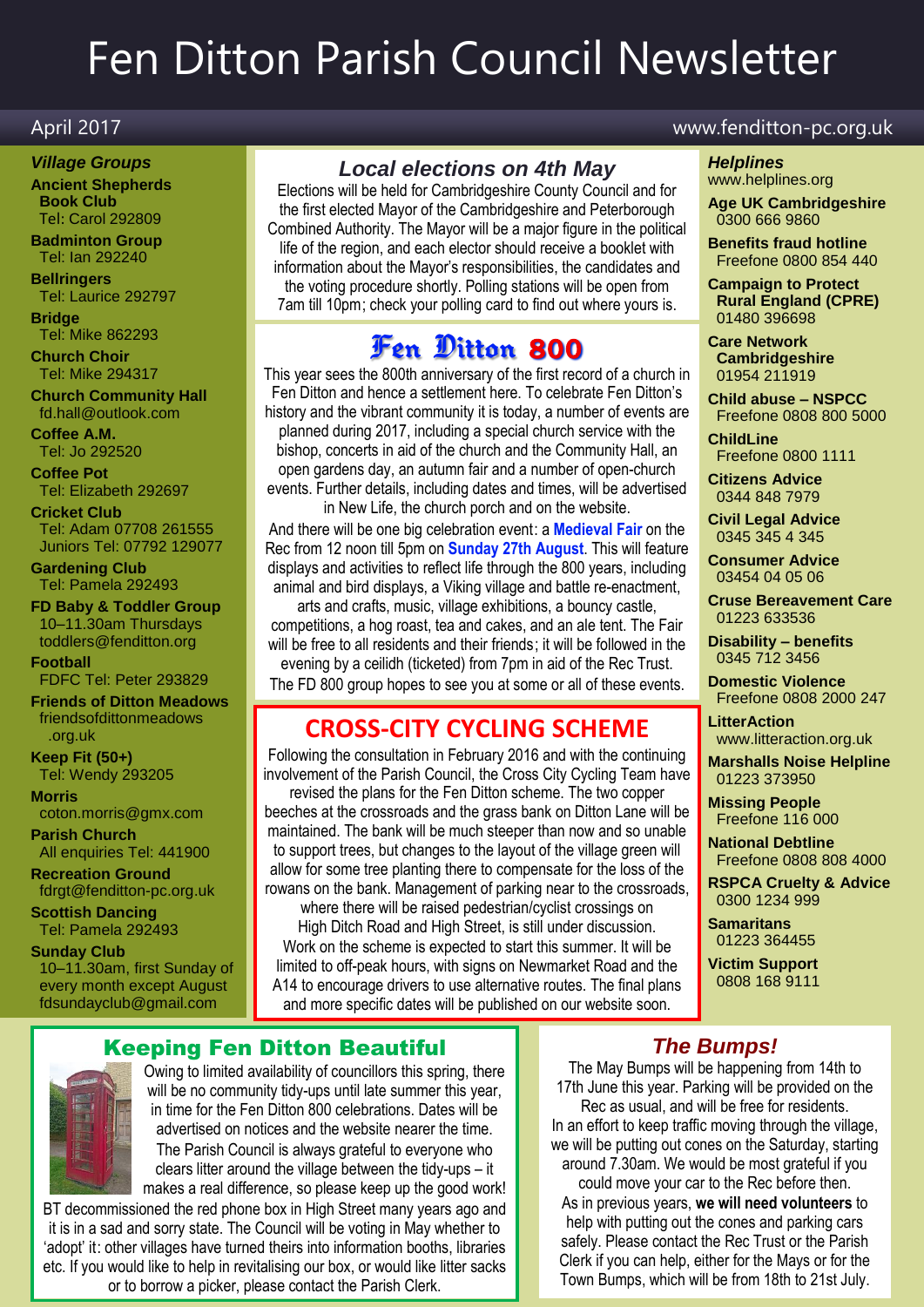# Fen Ditton Parish Council Newsletter

April 2017

www.fenditton-pc.org.uk

## *Village Groups*

**Ancient Shepherds Book Club**
Tel: Carol 292809

**Badminton Group**
Tel: Ian 292240

**Bellringers**
Tel: Laurice 292797

**Bridge**
Tel: Mike 862293

**Church Choir**
Tel: Mike 294317

**Church Community Hall**
fd.hall@outlook.com

**Coffee A.M.**
Tel: Jo 292520

**Coffee Pot**
Tel: Elizabeth 292697

**Cricket Club**
Tel: Adam 07708 261555
Juniors Tel: 07792 129077

**Gardening Club**
Tel: Pamela 292493

**FD Baby & Toddler Group**
10–11.30am Thursdays
toddlers@fenditton.org

**Football**
FDFC Tel: Peter 293829

**Friends of Ditton Meadows**
friendsofdittonmeadows.org.uk

**Keep Fit (50+)**
Tel: Wendy 293205

**Morris**
coton.morris@gmx.com

**Parish Church**
All enquiries Tel: 441900

**Recreation Ground**
fdrgt@fenditton-pc.org.uk

**Scottish Dancing**
Tel: Pamela 292493

**Sunday Club**
10–11.30am, first Sunday of every month except August
fdsundayclub@gmail.com

## *Local elections on 4th May*

Elections will be held for Cambridgeshire County Council and for the first elected Mayor of the Cambridgeshire and Peterborough Combined Authority. The Mayor will be a major figure in the political life of the region, and each elector should receive a booklet with information about the Mayor's responsibilities, the candidates and the voting procedure shortly. Polling stations will be open from 7am till 10pm; check your polling card to find out where yours is.

## Fen Ditton 800

This year sees the 800th anniversary of the first record of a church in Fen Ditton and hence a settlement here. To celebrate Fen Ditton's history and the vibrant community it is today, a number of events are planned during 2017, including a special church service with the bishop, concerts in aid of the church and the Community Hall, an open gardens day, an autumn fair and a number of open-church events. Further details, including dates and times, will be advertised in New Life, the church porch and on the website.

And there will be one big celebration event: a **Medieval Fair** on the Rec from 12 noon till 5pm on **Sunday 27th August**. This will feature displays and activities to reflect life through the 800 years, including animal and bird displays, a Viking village and battle re-enactment, arts and crafts, music, village exhibitions, a bouncy castle, competitions, a hog roast, tea and cakes, and an ale tent. The Fair will be free to all residents and their friends; it will be followed in the evening by a ceilidh (ticketed) from 7pm in aid of the Rec Trust. The FD 800 group hopes to see you at some or all of these events.

## CROSS-CITY CYCLING SCHEME

Following the consultation in February 2016 and with the continuing involvement of the Parish Council, the Cross City Cycling Team have revised the plans for the Fen Ditton scheme. The two copper beeches at the crossroads and the grass bank on Ditton Lane will be maintained. The bank will be much steeper than now and so unable to support trees, but changes to the layout of the village green will allow for some tree planting there to compensate for the loss of the rowans on the bank. Management of parking near to the crossroads, where there will be raised pedestrian/cyclist crossings on High Ditch Road and High Street, is still under discussion.

Work on the scheme is expected to start this summer. It will be limited to off-peak hours, with signs on Newmarket Road and the A14 to encourage drivers to use alternative routes. The final plans and more specific dates will be published on our website soon.

## *Helplines*

www.helplines.org

**Age UK Cambridgeshire**
0300 666 9860

**Benefits fraud hotline**
Freefone 0800 854 440

**Campaign to Protect Rural England (CPRE)**
01480 396698

**Care Network Cambridgeshire**
01954 211919

**Child abuse – NSPCC**
Freefone 0808 800 5000

**ChildLine**
Freefone 0800 1111

**Citizens Advice**
0344 848 7979

**Civil Legal Advice**
0345 345 4 345

**Consumer Advice**
03454 04 05 06

**Cruse Bereavement Care**
01223 633536

**Disability – benefits**
0345 712 3456

**Domestic Violence**
Freefone 0808 2000 247

**LitterAction**
www.litteraction.org.uk

**Marshalls Noise Helpline**
01223 373950

**Missing People**
Freefone 116 000

**National Debtline**
Freefone 0808 808 4000

**RSPCA Cruelty & Advice**
0300 1234 999

**Samaritans**
01223 364455

**Victim Support**
0808 168 9111

## Keeping Fen Ditton Beautiful

Owing to limited availability of councillors this spring, there will be no community tidy-ups until late summer this year, in time for the Fen Ditton 800 celebrations. Dates will be advertised on notices and the website nearer the time.

The Parish Council is always grateful to everyone who clears litter around the village between the tidy-ups – it makes a real difference, so please keep up the good work!

BT decommissioned the red phone box in High Street many years ago and it is in a sad and sorry state. The Council will be voting in May whether to 'adopt' it: other villages have turned theirs into information booths, libraries etc. If you would like to help in revitalising our box, or would like litter sacks or to borrow a picker, please contact the Parish Clerk.

## *The Bumps!*

The May Bumps will be happening from 14th to 17th June this year. Parking will be provided on the Rec as usual, and will be free for residents.

In an effort to keep traffic moving through the village, we will be putting out cones on the Saturday, starting around 7.30am. We would be most grateful if you could move your car to the Rec before then.

As in previous years, **we will need volunteers** to help with putting out the cones and parking cars safely. Please contact the Rec Trust or the Parish Clerk if you can help, either for the Mays or for the Town Bumps, which will be from 18th to 21st July.